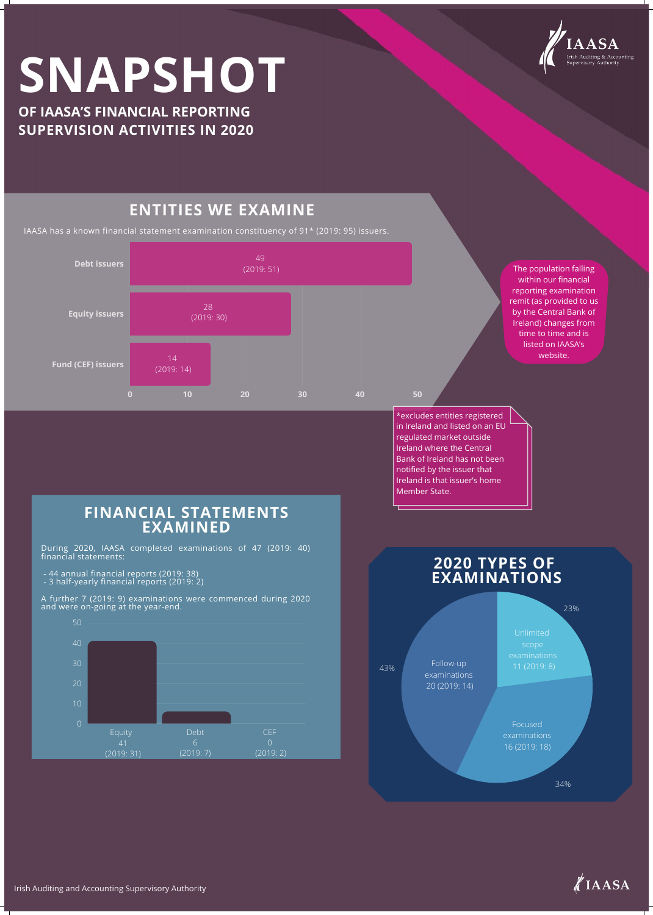# SNAPSHOT

**OF IAASA'S FINANCIAL REPORTING SUPERVISION ACTIVITIES IN 2020**

IAASA
Irish Auditing & Accounting Supervisory Authority

## ENTITIES WE EXAMINE

IAASA has a known financial statement examination constituency of 91* (2019: 95) issuers.

| Issuer type | 2020 | 2019 |
|---|---|---|
| Debt issuers | 49 | 51 |
| Equity issuers | 28 | 30 |
| Fund (CEF) issuers | 14 | 14 |

The population falling within our financial reporting examination remit (as provided to us by the Central Bank of Ireland) changes from time to time and is listed on IAASA's website.

*excludes entities registered in Ireland and listed on an EU regulated market outside Ireland where the Central Bank of Ireland has not been notified by the issuer that Ireland is that issuer's home Member State.

## FINANCIAL STATEMENTS EXAMINED

During 2020, IAASA completed examinations of 47 (2019: 40) financial statements:

- 44 annual financial reports (2019: 38)
- 3 half-yearly financial reports (2019: 2)

A further 7 (2019: 9) examinations were commenced during 2020 and were on-going at the year-end.

| Type | 2020 | 2019 |
|---|---|---|
| Equity | 41 | 31 |
| Debt | 6 | 7 |
| CEF | 0 | 2 |

## 2020 TYPES OF EXAMINATIONS

| Type | 2020 | 2019 | % |
|---|---|---|---|
| Unlimited scope examinations | 11 | 8 | 23% |
| Focused examinations | 16 | 18 | 34% |
| Follow-up examinations | 20 | 14 | 43% |

Irish Auditing and Accounting Supervisory Authority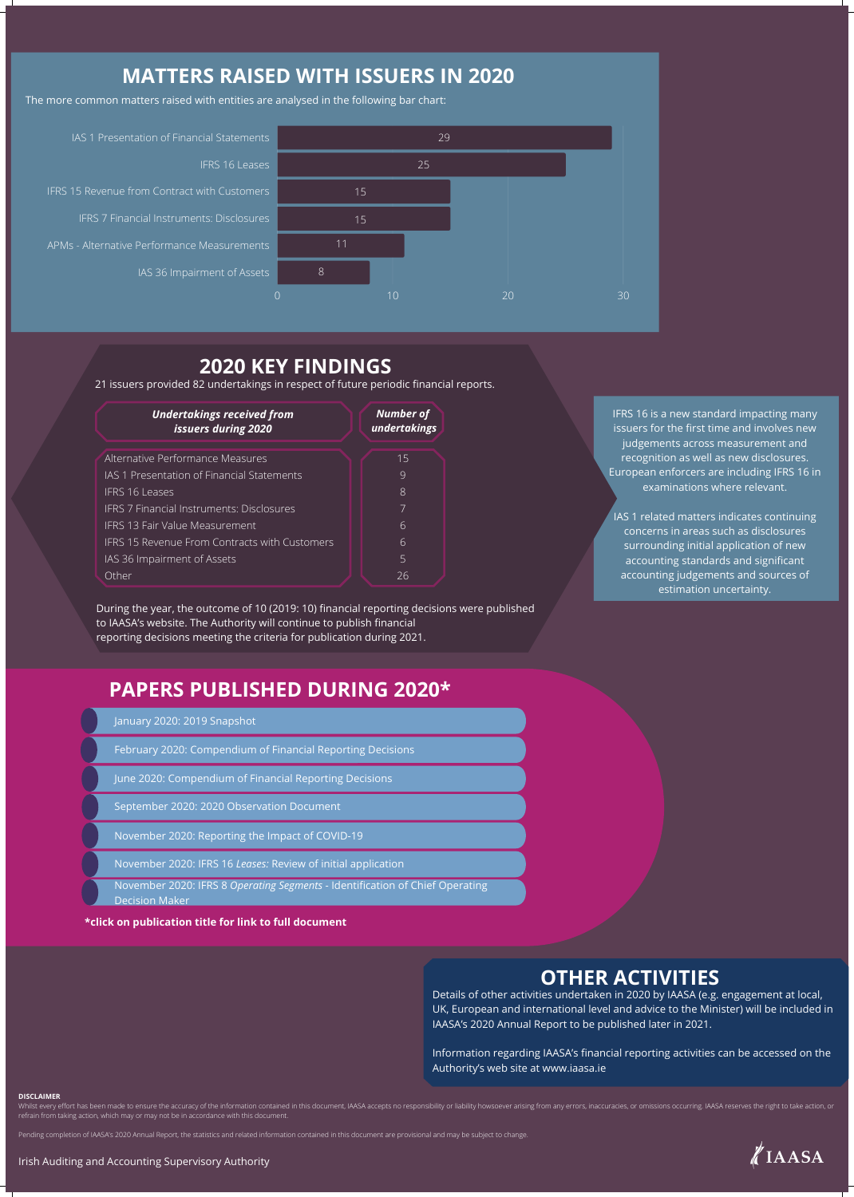## MATTERS RAISED WITH ISSUERS IN 2020

The more common matters raised with entities are analysed in the following bar chart:

IAS 1 Presentation of Financial Statements 29
IFRS 16 Leases 25
IFRS 15 Revenue from Contract with Customers 15
IFRS 7 Financial Instruments: Disclosures 15
APMs - Alternative Performance Measurements 11
IAS 36 Impairment of Assets 8
0 10 20 30

## 2020 KEY FINDINGS

21 issuers provided 82 undertakings in respect of future periodic financial reports.

| ***Undertakings received from issuers during 2020*** | ***Number of undertakings*** |
|---|---|
| Alternative Performance Measures | 15 |
| IAS 1 Presentation of Financial Statements | 9 |
| IFRS 16 Leases | 8 |
| IFRS 7 Financial Instruments: Disclosures | 7 |
| IFRS 13 Fair Value Measurement | 6 |
| IFRS 15 Revenue From Contracts with Customers | 6 |
| IAS 36 Impairment of Assets | 5 |
| Other | 26 |

During the year, the outcome of 10 (2019: 10) financial reporting decisions were published to IAASA's website. The Authority will continue to publish financial reporting decisions meeting the criteria for publication during 2021.

IFRS 16 is a new standard impacting many issuers for the first time and involves new judgements across measurement and recognition as well as new disclosures. European enforcers are including IFRS 16 in examinations where relevant.

IAS 1 related matters indicates continuing concerns in areas such as disclosures surrounding initial application of new accounting standards and significant accounting judgements and sources of estimation uncertainty.

## PAPERS PUBLISHED DURING 2020*

- January 2020: 2019 Snapshot
- February 2020: Compendium of Financial Reporting Decisions
- June 2020: Compendium of Financial Reporting Decisions
- September 2020: 2020 Observation Document
- November 2020: Reporting the Impact of COVID-19
- November 2020: IFRS 16 *Leases:* Review of initial application
- November 2020: IFRS 8 *Operating Segments* - Identification of Chief Operating Decision Maker

***click on publication title for link to full document**

## OTHER ACTIVITIES

Details of other activities undertaken in 2020 by IAASA (e.g. engagement at local, UK, European and international level and advice to the Minister) will be included in IAASA's 2020 Annual Report to be published later in 2021.

Information regarding IAASA's financial reporting activities can be accessed on the Authority's web site at www.iaasa.ie

**DISCLAIMER**

Whilst every effort has been made to ensure the accuracy of the information contained in this document, IAASA accepts no responsibility or liability howsoever arising from any errors, inaccuracies, or omissions occurring. IAASA reserves the right to take action, or refrain from taking action, which may or may not be in accordance with this document.

Pending completion of IAASA's 2020 Annual Report, the statistics and related information contained in this document are provisional and may be subject to change.

Irish Auditing and Accounting Supervisory Authority

IAASA